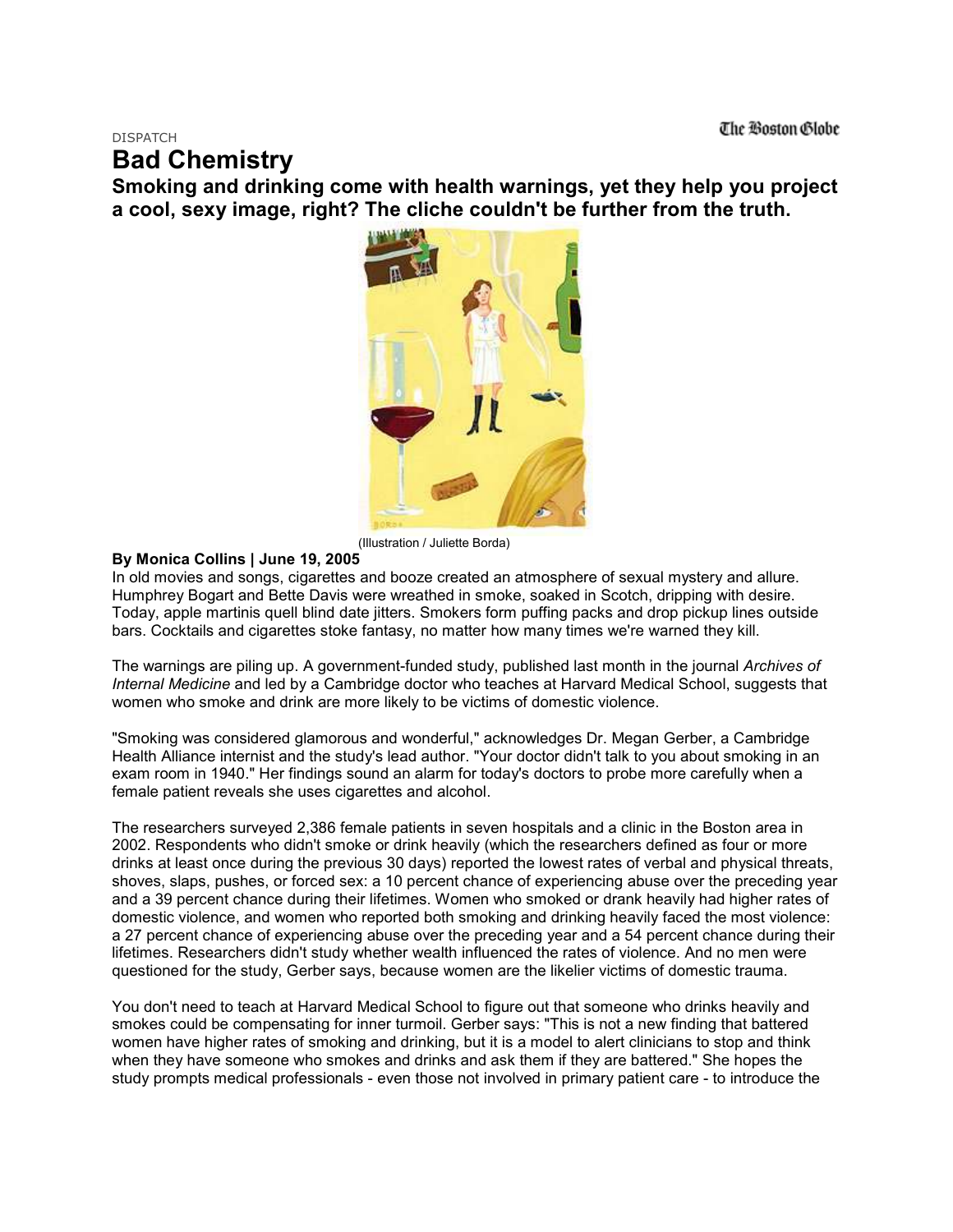The Boston Globe

DISPATCH

# Bad Chemistry

## Smoking and drinking come with health warnings, yet they help you project a cool, sexy image, right? The cliche couldn't be further from the truth.

(Illustration / Juliette Borda)

**By Monica Collins | June 19, 2005**

In old movies and songs, cigarettes and booze created an atmosphere of sexual mystery and allure. Humphrey Bogart and Bette Davis were wreathed in smoke, soaked in Scotch, dripping with desire. Today, apple martinis quell blind date jitters. Smokers form puffing packs and drop pickup lines outside bars. Cocktails and cigarettes stoke fantasy, no matter how many times we're warned they kill.

The warnings are piling up. A government-funded study, published last month in the journal *Archives of Internal Medicine* and led by a Cambridge doctor who teaches at Harvard Medical School, suggests that women who smoke and drink are more likely to be victims of domestic violence.

"Smoking was considered glamorous and wonderful," acknowledges Dr. Megan Gerber, a Cambridge Health Alliance internist and the study's lead author. "Your doctor didn't talk to you about smoking in an exam room in 1940." Her findings sound an alarm for today's doctors to probe more carefully when a female patient reveals she uses cigarettes and alcohol.

The researchers surveyed 2,386 female patients in seven hospitals and a clinic in the Boston area in 2002. Respondents who didn't smoke or drink heavily (which the researchers defined as four or more drinks at least once during the previous 30 days) reported the lowest rates of verbal and physical threats, shoves, slaps, pushes, or forced sex: a 10 percent chance of experiencing abuse over the preceding year and a 39 percent chance during their lifetimes. Women who smoked or drank heavily had higher rates of domestic violence, and women who reported both smoking and drinking heavily faced the most violence: a 27 percent chance of experiencing abuse over the preceding year and a 54 percent chance during their lifetimes. Researchers didn't study whether wealth influenced the rates of violence. And no men were questioned for the study, Gerber says, because women are the likelier victims of domestic trauma.

You don't need to teach at Harvard Medical School to figure out that someone who drinks heavily and smokes could be compensating for inner turmoil. Gerber says: "This is not a new finding that battered women have higher rates of smoking and drinking, but it is a model to alert clinicians to stop and think when they have someone who smokes and drinks and ask them if they are battered." She hopes the study prompts medical professionals - even those not involved in primary patient care - to introduce the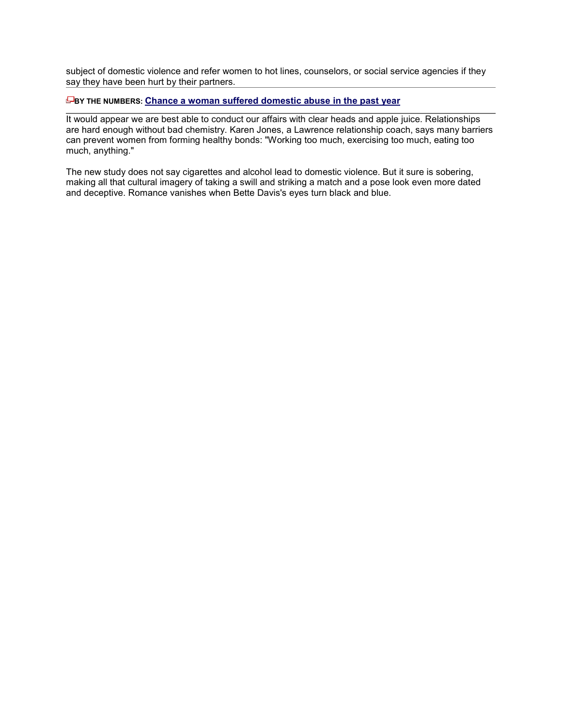subject of domestic violence and refer women to hot lines, counselors, or social service agencies if they say they have been hurt by their partners.

---

**BY THE NUMBERS:** **Chance a woman suffered domestic abuse in the past year**

---

It would appear we are best able to conduct our affairs with clear heads and apple juice. Relationships are hard enough without bad chemistry. Karen Jones, a Lawrence relationship coach, says many barriers can prevent women from forming healthy bonds: "Working too much, exercising too much, eating too much, anything."

The new study does not say cigarettes and alcohol lead to domestic violence. But it sure is sobering, making all that cultural imagery of taking a swill and striking a match and a pose look even more dated and deceptive. Romance vanishes when Bette Davis's eyes turn black and blue.